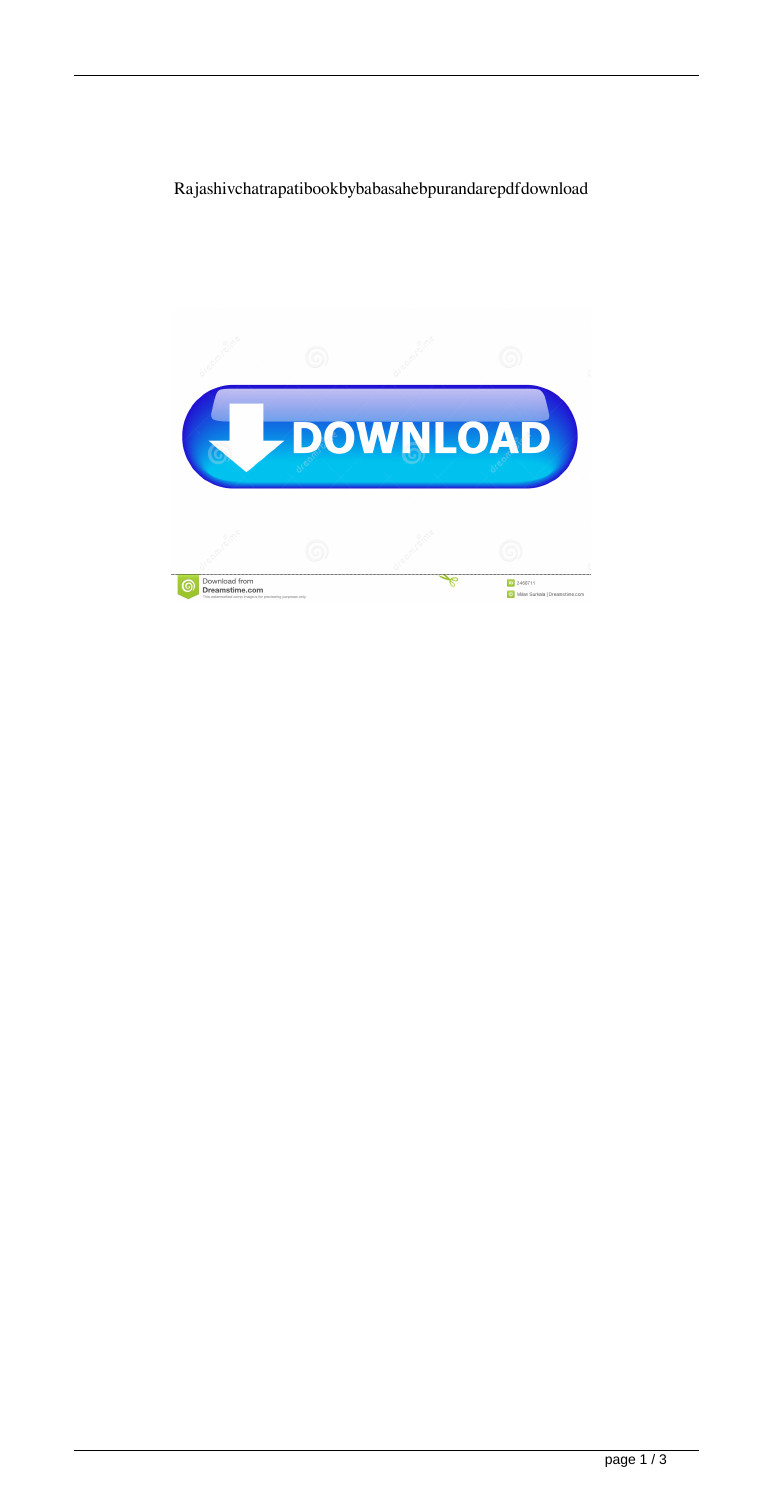Rajashivchatrapatibookbybabasahebpurandarepdfdownload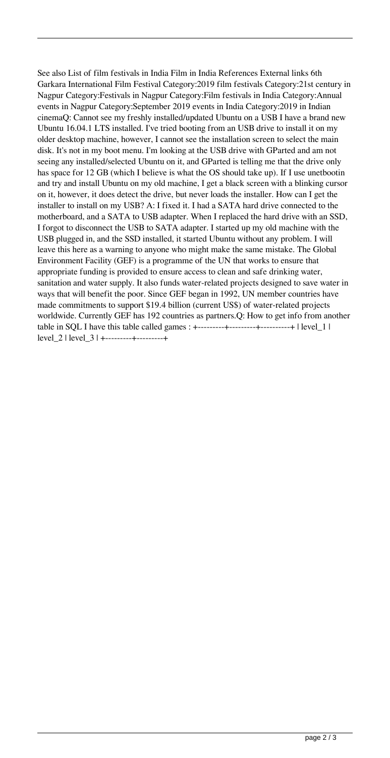See also List of film festivals in India Film in India References External links 6th Garkara International Film Festival Category:2019 film festivals Category:21st century in Nagpur Category:Festivals in Nagpur Category:Film festivals in India Category:Annual events in Nagpur Category:September 2019 events in India Category:2019 in Indian cinemaQ: Cannot see my freshly installed/updated Ubuntu on a USB I have a brand new Ubuntu 16.04.1 LTS installed. I've tried booting from an USB drive to install it on my older desktop machine, however, I cannot see the installation screen to select the main disk. It's not in my boot menu. I'm looking at the USB drive with GParted and am not seeing any installed/selected Ubuntu on it, and GParted is telling me that the drive only has space for 12 GB (which I believe is what the OS should take up). If I use unetbootin and try and install Ubuntu on my old machine, I get a black screen with a blinking cursor on it, however, it does detect the drive, but never loads the installer. How can I get the installer to install on my USB? A: I fixed it. I had a SATA hard drive connected to the motherboard, and a SATA to USB adapter. When I replaced the hard drive with an SSD, I forgot to disconnect the USB to SATA adapter. I started up my old machine with the USB plugged in, and the SSD installed, it started Ubuntu without any problem. I will leave this here as a warning to anyone who might make the same mistake. The Global Environment Facility (GEF) is a programme of the UN that works to ensure that appropriate funding is provided to ensure access to clean and safe drinking water, sanitation and water supply. It also funds water-related projects designed to save water in ways that will benefit the poor. Since GEF began in 1992, UN member countries have made commitments to support $19.4 billion (current US$) of water-related projects worldwide. Currently GEF has 192 countries as partners.Q: How to get info from another table in SQL I have this table called games : +---------+---------+----------+ | level_1 | level_2 | level_3 | +---------+---------+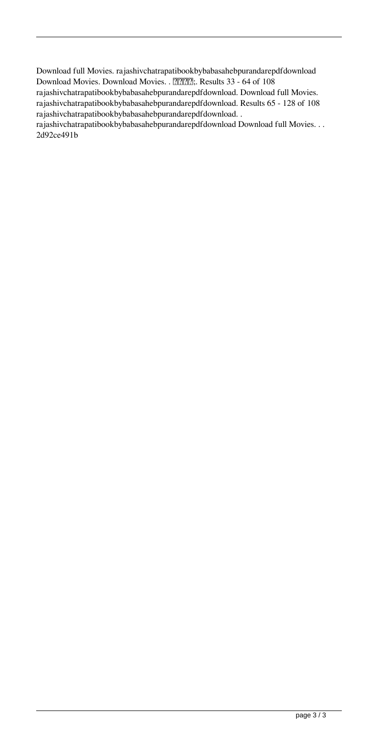Download full Movies. rajashivchatrapatibookbybabasahebpurandarepdfdownload Download Movies. Download Movies. . ����;. Results 33 - 64 of 108 rajashivchatrapatibookbybabasahebpurandarepdfdownload. Download full Movies. rajashivchatrapatibookbybabasahebpurandarepdfdownload. Results 65 - 128 of 108 rajashivchatrapatibookbybabasahebpurandarepdfdownload. . rajashivchatrapatibookbybabasahebpurandarepdfdownload Download full Movies. . . 2d92ce491b